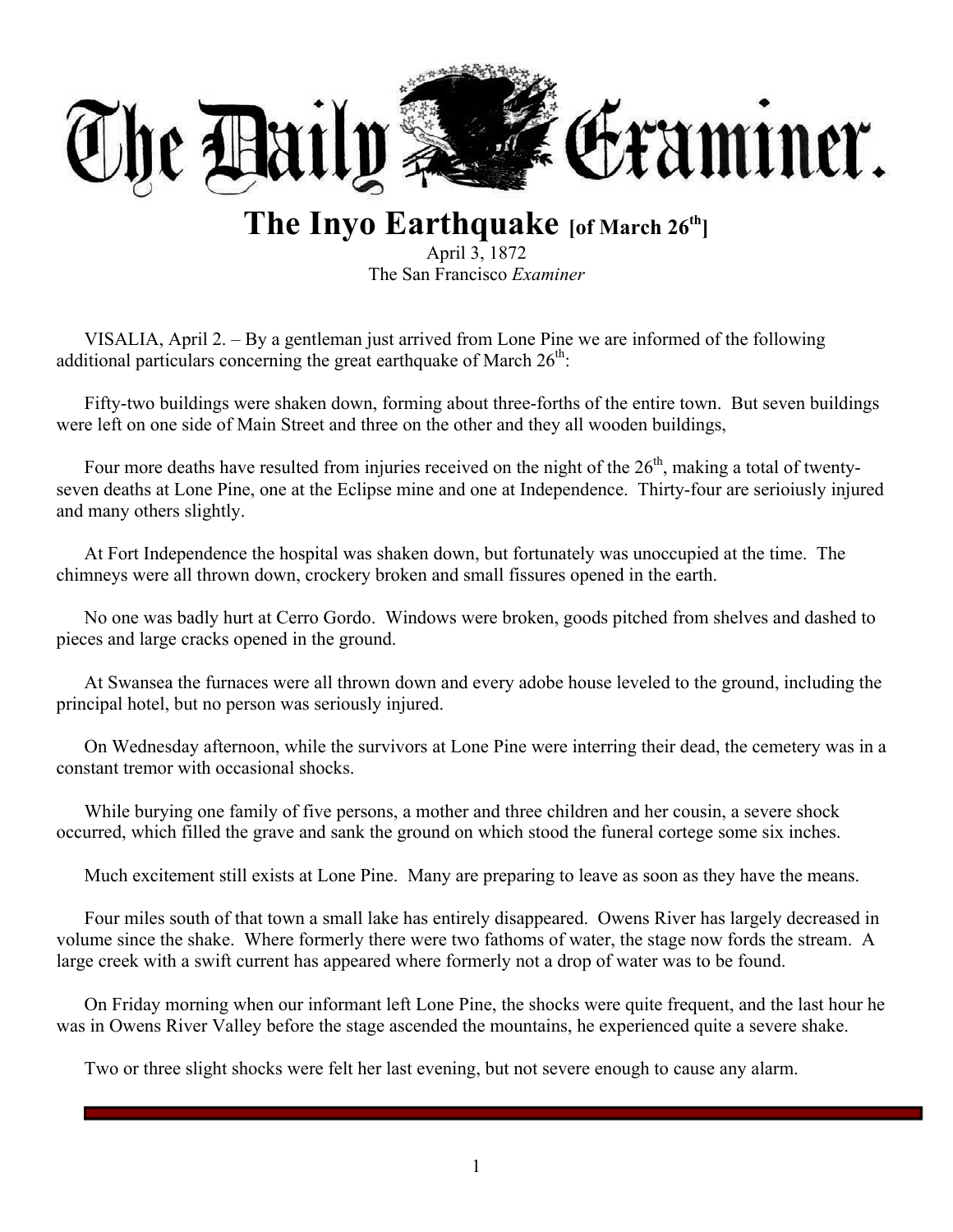# The Daily Examiner.

## The Inyo Earthquake [of March 26th]

April 3, 1872
The San Francisco *Examiner*

VISALIA, April 2. – By a gentleman just arrived from Lone Pine we are informed of the following additional particulars concerning the great earthquake of March 26th:

Fifty-two buildings were shaken down, forming about three-forths of the entire town. But seven buildings were left on one side of Main Street and three on the other and they all wooden buildings,

Four more deaths have resulted from injuries received on the night of the 26th, making a total of twenty-seven deaths at Lone Pine, one at the Eclipse mine and one at Independence. Thirty-four are serioiusly injured and many others slightly.

At Fort Independence the hospital was shaken down, but fortunately was unoccupied at the time. The chimneys were all thrown down, crockery broken and small fissures opened in the earth.

No one was badly hurt at Cerro Gordo. Windows were broken, goods pitched from shelves and dashed to pieces and large cracks opened in the ground.

At Swansea the furnaces were all thrown down and every adobe house leveled to the ground, including the principal hotel, but no person was seriously injured.

On Wednesday afternoon, while the survivors at Lone Pine were interring their dead, the cemetery was in a constant tremor with occasional shocks.

While burying one family of five persons, a mother and three children and her cousin, a severe shock occurred, which filled the grave and sank the ground on which stood the funeral cortege some six inches.

Much excitement still exists at Lone Pine. Many are preparing to leave as soon as they have the means.

Four miles south of that town a small lake has entirely disappeared. Owens River has largely decreased in volume since the shake. Where formerly there were two fathoms of water, the stage now fords the stream. A large creek with a swift current has appeared where formerly not a drop of water was to be found.

On Friday morning when our informant left Lone Pine, the shocks were quite frequent, and the last hour he was in Owens River Valley before the stage ascended the mountains, he experienced quite a severe shake.

Two or three slight shocks were felt her last evening, but not severe enough to cause any alarm.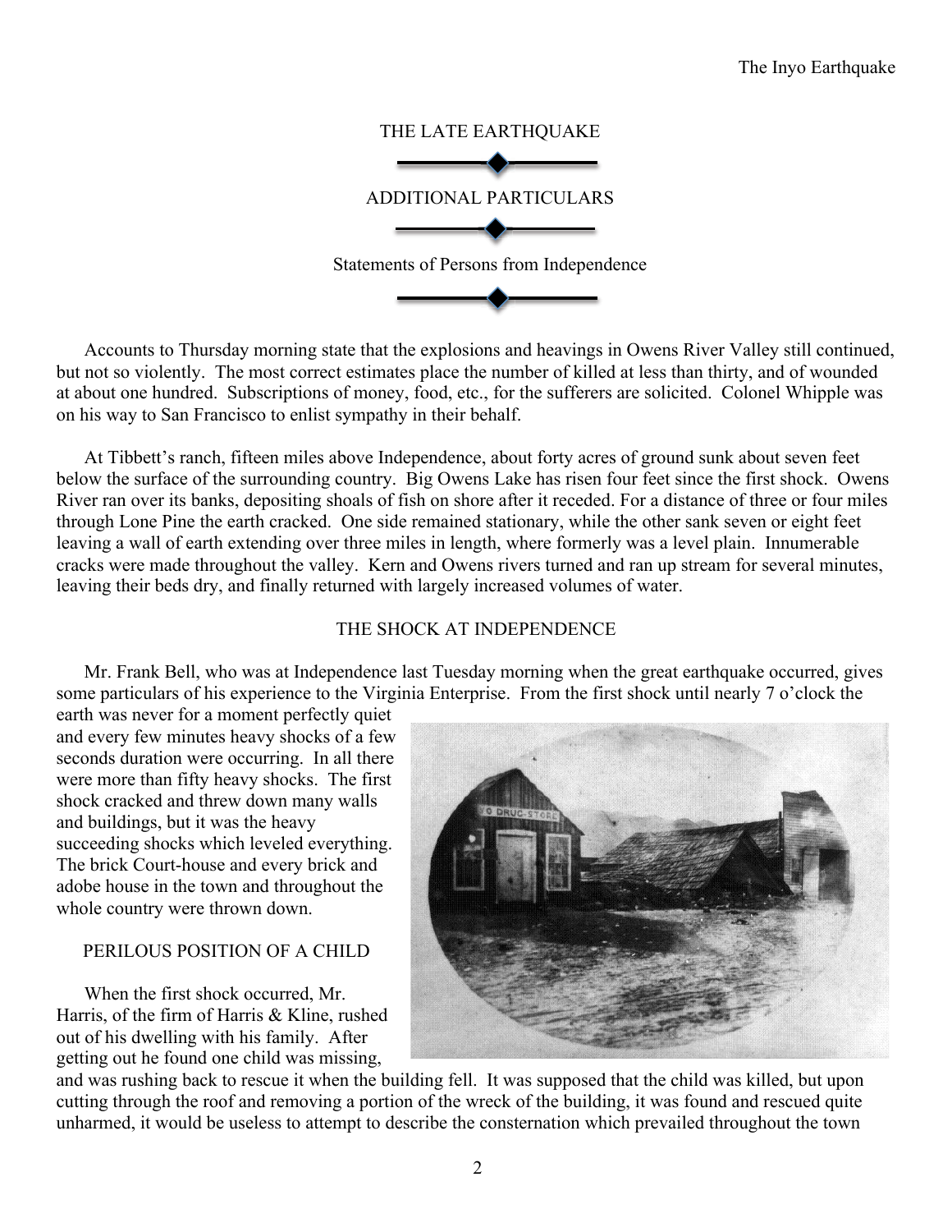# THE LATE EARTHQUAKE

## ADDITIONAL PARTICULARS

### Statements of Persons from Independence

Accounts to Thursday morning state that the explosions and heavings in Owens River Valley still continued, but not so violently. The most correct estimates place the number of killed at less than thirty, and of wounded at about one hundred. Subscriptions of money, food, etc., for the sufferers are solicited. Colonel Whipple was on his way to San Francisco to enlist sympathy in their behalf.

At Tibbett's ranch, fifteen miles above Independence, about forty acres of ground sunk about seven feet below the surface of the surrounding country. Big Owens Lake has risen four feet since the first shock. Owens River ran over its banks, depositing shoals of fish on shore after it receded. For a distance of three or four miles through Lone Pine the earth cracked. One side remained stationary, while the other sank seven or eight feet leaving a wall of earth extending over three miles in length, where formerly was a level plain. Innumerable cracks were made throughout the valley. Kern and Owens rivers turned and ran up stream for several minutes, leaving their beds dry, and finally returned with largely increased volumes of water.

### THE SHOCK AT INDEPENDENCE

Mr. Frank Bell, who was at Independence last Tuesday morning when the great earthquake occurred, gives some particulars of his experience to the Virginia Enterprise. From the first shock until nearly 7 o'clock the earth was never for a moment perfectly quiet and every few minutes heavy shocks of a few seconds duration were occurring. In all there were more than fifty heavy shocks. The first shock cracked and threw down many walls and buildings, but it was the heavy succeeding shocks which leveled everything. The brick Court-house and every brick and adobe house in the town and throughout the whole country were thrown down.

### PERILOUS POSITION OF A CHILD

When the first shock occurred, Mr. Harris, of the firm of Harris & Kline, rushed out of his dwelling with his family. After getting out he found one child was missing, and was rushing back to rescue it when the building fell. It was supposed that the child was killed, but upon cutting through the roof and removing a portion of the wreck of the building, it was found and rescued quite unharmed, it would be useless to attempt to describe the consternation which prevailed throughout the town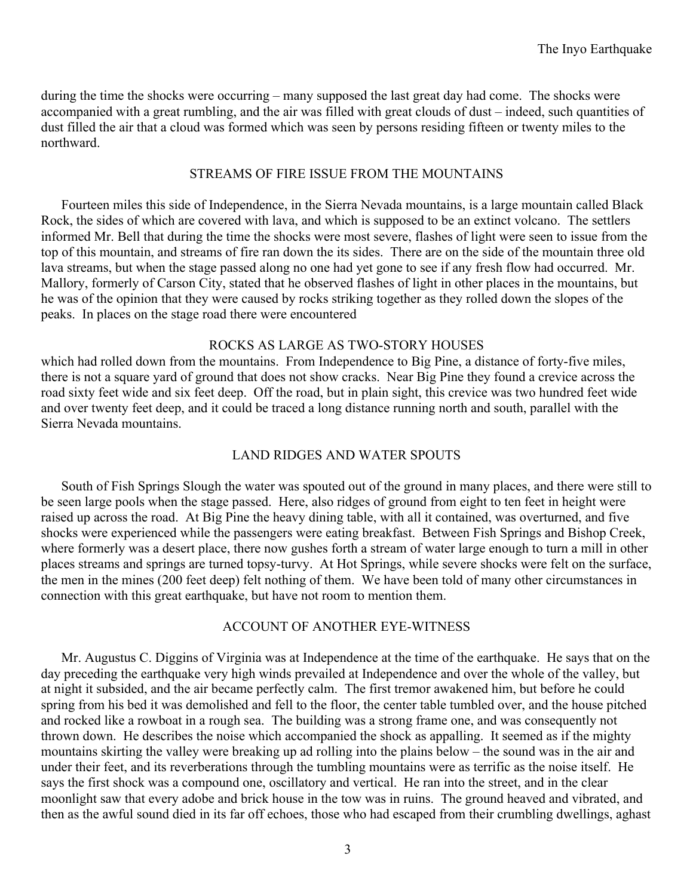during the time the shocks were occurring – many supposed the last great day had come. The shocks were accompanied with a great rumbling, and the air was filled with great clouds of dust – indeed, such quantities of dust filled the air that a cloud was formed which was seen by persons residing fifteen or twenty miles to the northward.

## STREAMS OF FIRE ISSUE FROM THE MOUNTAINS

Fourteen miles this side of Independence, in the Sierra Nevada mountains, is a large mountain called Black Rock, the sides of which are covered with lava, and which is supposed to be an extinct volcano. The settlers informed Mr. Bell that during the time the shocks were most severe, flashes of light were seen to issue from the top of this mountain, and streams of fire ran down the its sides. There are on the side of the mountain three old lava streams, but when the stage passed along no one had yet gone to see if any fresh flow had occurred. Mr. Mallory, formerly of Carson City, stated that he observed flashes of light in other places in the mountains, but he was of the opinion that they were caused by rocks striking together as they rolled down the slopes of the peaks. In places on the stage road there were encountered

## ROCKS AS LARGE AS TWO-STORY HOUSES

which had rolled down from the mountains. From Independence to Big Pine, a distance of forty-five miles, there is not a square yard of ground that does not show cracks. Near Big Pine they found a crevice across the road sixty feet wide and six feet deep. Off the road, but in plain sight, this crevice was two hundred feet wide and over twenty feet deep, and it could be traced a long distance running north and south, parallel with the Sierra Nevada mountains.

## LAND RIDGES AND WATER SPOUTS

South of Fish Springs Slough the water was spouted out of the ground in many places, and there were still to be seen large pools when the stage passed. Here, also ridges of ground from eight to ten feet in height were raised up across the road. At Big Pine the heavy dining table, with all it contained, was overturned, and five shocks were experienced while the passengers were eating breakfast. Between Fish Springs and Bishop Creek, where formerly was a desert place, there now gushes forth a stream of water large enough to turn a mill in other places streams and springs are turned topsy-turvy. At Hot Springs, while severe shocks were felt on the surface, the men in the mines (200 feet deep) felt nothing of them. We have been told of many other circumstances in connection with this great earthquake, but have not room to mention them.

## ACCOUNT OF ANOTHER EYE-WITNESS

Mr. Augustus C. Diggins of Virginia was at Independence at the time of the earthquake. He says that on the day preceding the earthquake very high winds prevailed at Independence and over the whole of the valley, but at night it subsided, and the air became perfectly calm. The first tremor awakened him, but before he could spring from his bed it was demolished and fell to the floor, the center table tumbled over, and the house pitched and rocked like a rowboat in a rough sea. The building was a strong frame one, and was consequently not thrown down. He describes the noise which accompanied the shock as appalling. It seemed as if the mighty mountains skirting the valley were breaking up ad rolling into the plains below – the sound was in the air and under their feet, and its reverberations through the tumbling mountains were as terrific as the noise itself. He says the first shock was a compound one, oscillatory and vertical. He ran into the street, and in the clear moonlight saw that every adobe and brick house in the tow was in ruins. The ground heaved and vibrated, and then as the awful sound died in its far off echoes, those who had escaped from their crumbling dwellings, aghast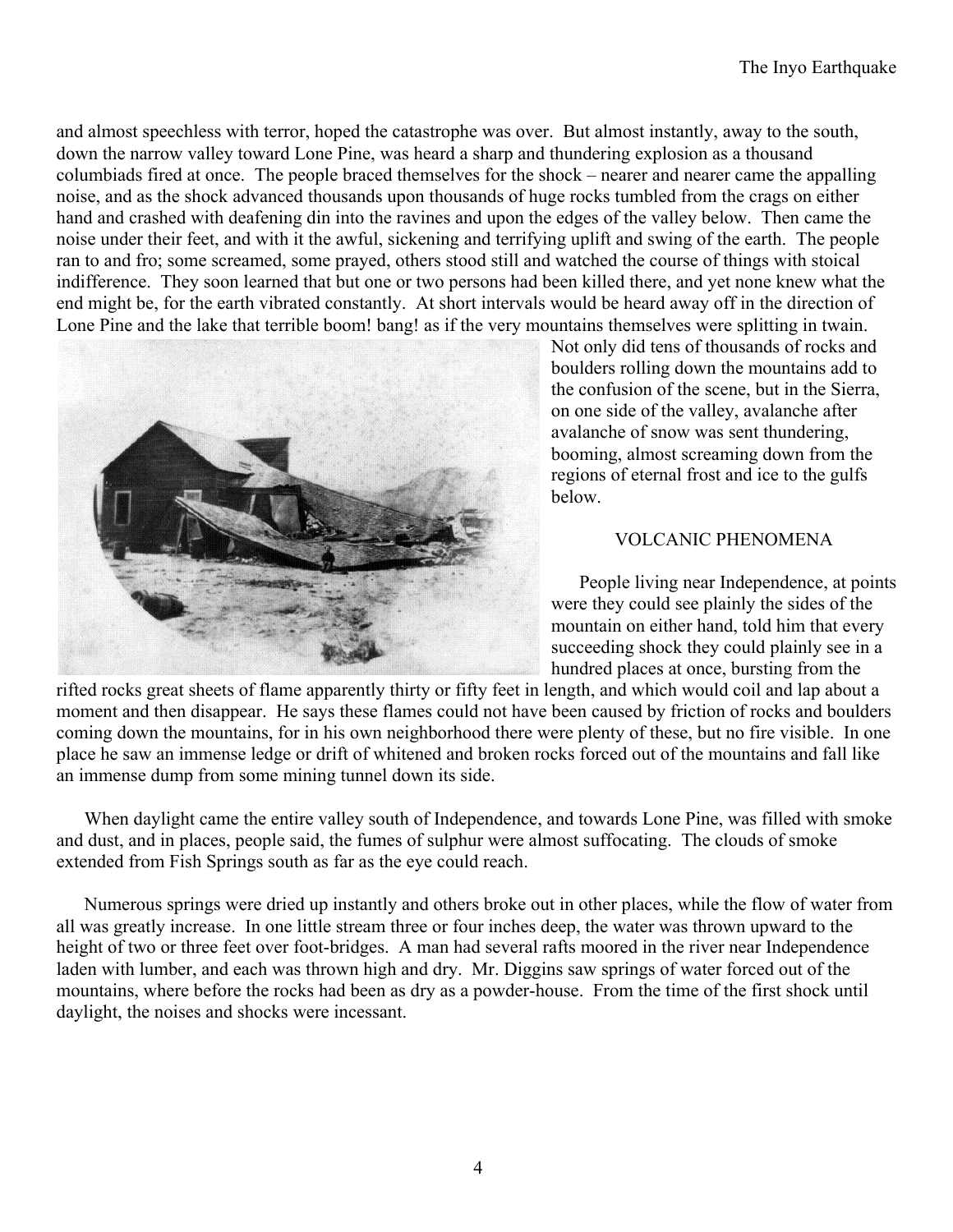and almost speechless with terror, hoped the catastrophe was over. But almost instantly, away to the south, down the narrow valley toward Lone Pine, was heard a sharp and thundering explosion as a thousand columbiads fired at once. The people braced themselves for the shock – nearer and nearer came the appalling noise, and as the shock advanced thousands upon thousands of huge rocks tumbled from the crags on either hand and crashed with deafening din into the ravines and upon the edges of the valley below. Then came the noise under their feet, and with it the awful, sickening and terrifying uplift and swing of the earth. The people ran to and fro; some screamed, some prayed, others stood still and watched the course of things with stoical indifference. They soon learned that but one or two persons had been killed there, and yet none knew what the end might be, for the earth vibrated constantly. At short intervals would be heard away off in the direction of Lone Pine and the lake that terrible boom! bang! as if the very mountains themselves were splitting in twain. Not only did tens of thousands of rocks and boulders rolling down the mountains add to the confusion of the scene, but in the Sierra, on one side of the valley, avalanche after avalanche of snow was sent thundering, booming, almost screaming down from the regions of eternal frost and ice to the gulfs below.

## VOLCANIC PHENOMENA

People living near Independence, at points were they could see plainly the sides of the mountain on either hand, told him that every succeeding shock they could plainly see in a hundred places at once, bursting from the rifted rocks great sheets of flame apparently thirty or fifty feet in length, and which would coil and lap about a moment and then disappear. He says these flames could not have been caused by friction of rocks and boulders coming down the mountains, for in his own neighborhood there were plenty of these, but no fire visible. In one place he saw an immense ledge or drift of whitened and broken rocks forced out of the mountains and fall like an immense dump from some mining tunnel down its side.

When daylight came the entire valley south of Independence, and towards Lone Pine, was filled with smoke and dust, and in places, people said, the fumes of sulphur were almost suffocating. The clouds of smoke extended from Fish Springs south as far as the eye could reach.

Numerous springs were dried up instantly and others broke out in other places, while the flow of water from all was greatly increase. In one little stream three or four inches deep, the water was thrown upward to the height of two or three feet over foot-bridges. A man had several rafts moored in the river near Independence laden with lumber, and each was thrown high and dry. Mr. Diggins saw springs of water forced out of the mountains, where before the rocks had been as dry as a powder-house. From the time of the first shock until daylight, the noises and shocks were incessant.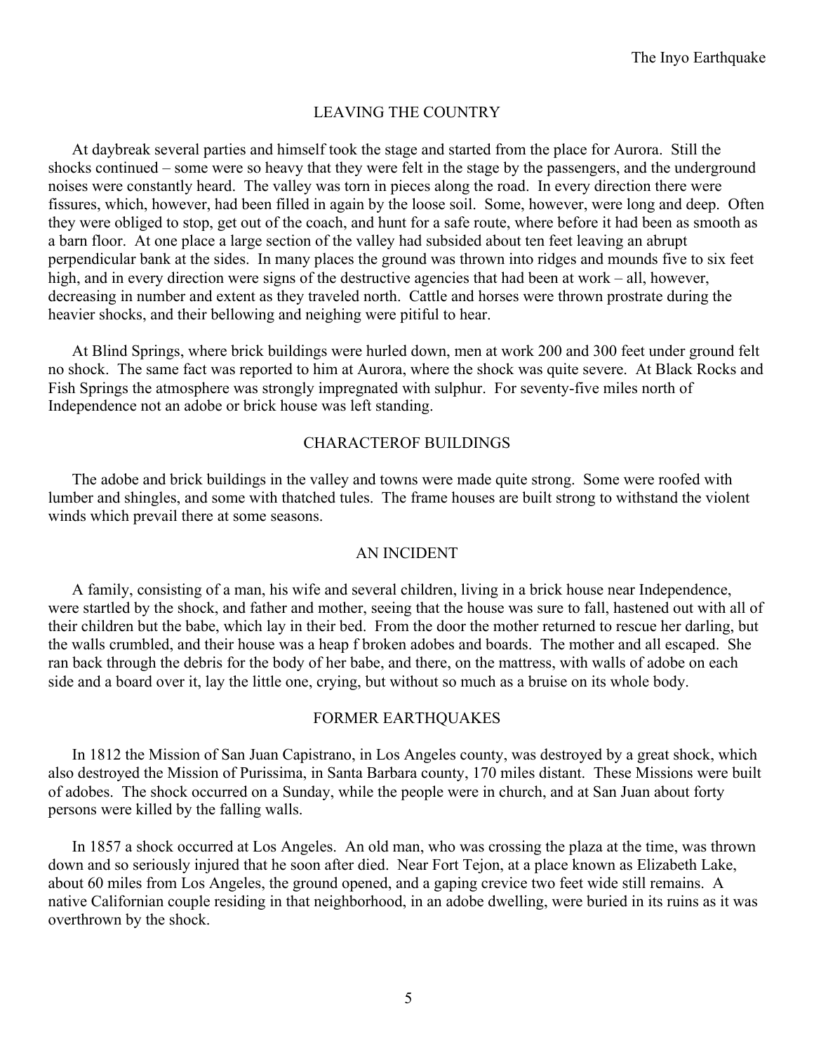## LEAVING THE COUNTRY

At daybreak several parties and himself took the stage and started from the place for Aurora. Still the shocks continued – some were so heavy that they were felt in the stage by the passengers, and the underground noises were constantly heard. The valley was torn in pieces along the road. In every direction there were fissures, which, however, had been filled in again by the loose soil. Some, however, were long and deep. Often they were obliged to stop, get out of the coach, and hunt for a safe route, where before it had been as smooth as a barn floor. At one place a large section of the valley had subsided about ten feet leaving an abrupt perpendicular bank at the sides. In many places the ground was thrown into ridges and mounds five to six feet high, and in every direction were signs of the destructive agencies that had been at work – all, however, decreasing in number and extent as they traveled north. Cattle and horses were thrown prostrate during the heavier shocks, and their bellowing and neighing were pitiful to hear.

At Blind Springs, where brick buildings were hurled down, men at work 200 and 300 feet under ground felt no shock. The same fact was reported to him at Aurora, where the shock was quite severe. At Black Rocks and Fish Springs the atmosphere was strongly impregnated with sulphur. For seventy-five miles north of Independence not an adobe or brick house was left standing.

## CHARACTEROF BUILDINGS

The adobe and brick buildings in the valley and towns were made quite strong. Some were roofed with lumber and shingles, and some with thatched tules. The frame houses are built strong to withstand the violent winds which prevail there at some seasons.

## AN INCIDENT

A family, consisting of a man, his wife and several children, living in a brick house near Independence, were startled by the shock, and father and mother, seeing that the house was sure to fall, hastened out with all of their children but the babe, which lay in their bed. From the door the mother returned to rescue her darling, but the walls crumbled, and their house was a heap f broken adobes and boards. The mother and all escaped. She ran back through the debris for the body of her babe, and there, on the mattress, with walls of adobe on each side and a board over it, lay the little one, crying, but without so much as a bruise on its whole body.

## FORMER EARTHQUAKES

In 1812 the Mission of San Juan Capistrano, in Los Angeles county, was destroyed by a great shock, which also destroyed the Mission of Purissima, in Santa Barbara county, 170 miles distant. These Missions were built of adobes. The shock occurred on a Sunday, while the people were in church, and at San Juan about forty persons were killed by the falling walls.

In 1857 a shock occurred at Los Angeles. An old man, who was crossing the plaza at the time, was thrown down and so seriously injured that he soon after died. Near Fort Tejon, at a place known as Elizabeth Lake, about 60 miles from Los Angeles, the ground opened, and a gaping crevice two feet wide still remains. A native Californian couple residing in that neighborhood, in an adobe dwelling, were buried in its ruins as it was overthrown by the shock.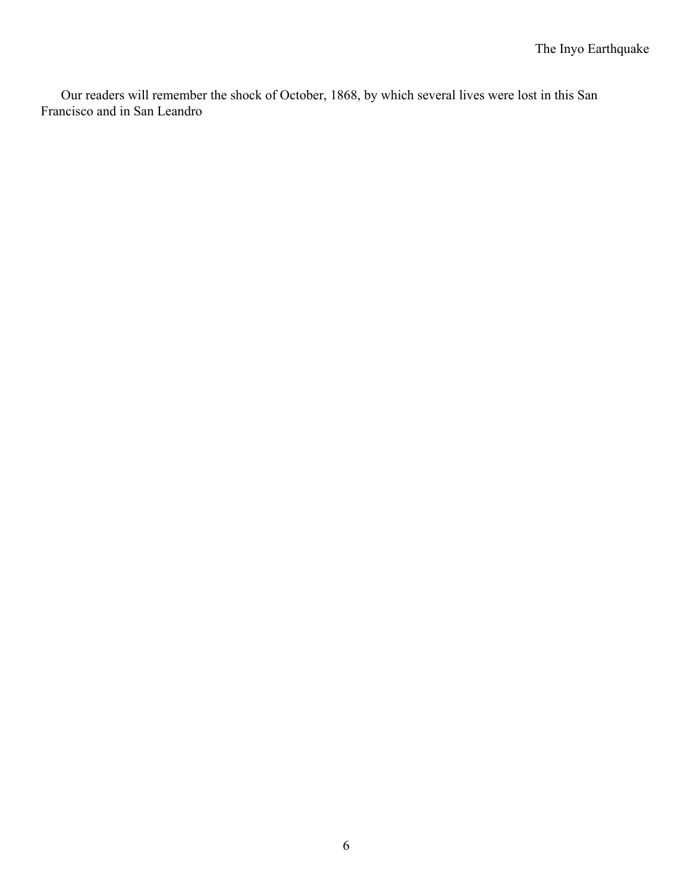Our readers will remember the shock of October, 1868, by which several lives were lost in this San Francisco and in San Leandro